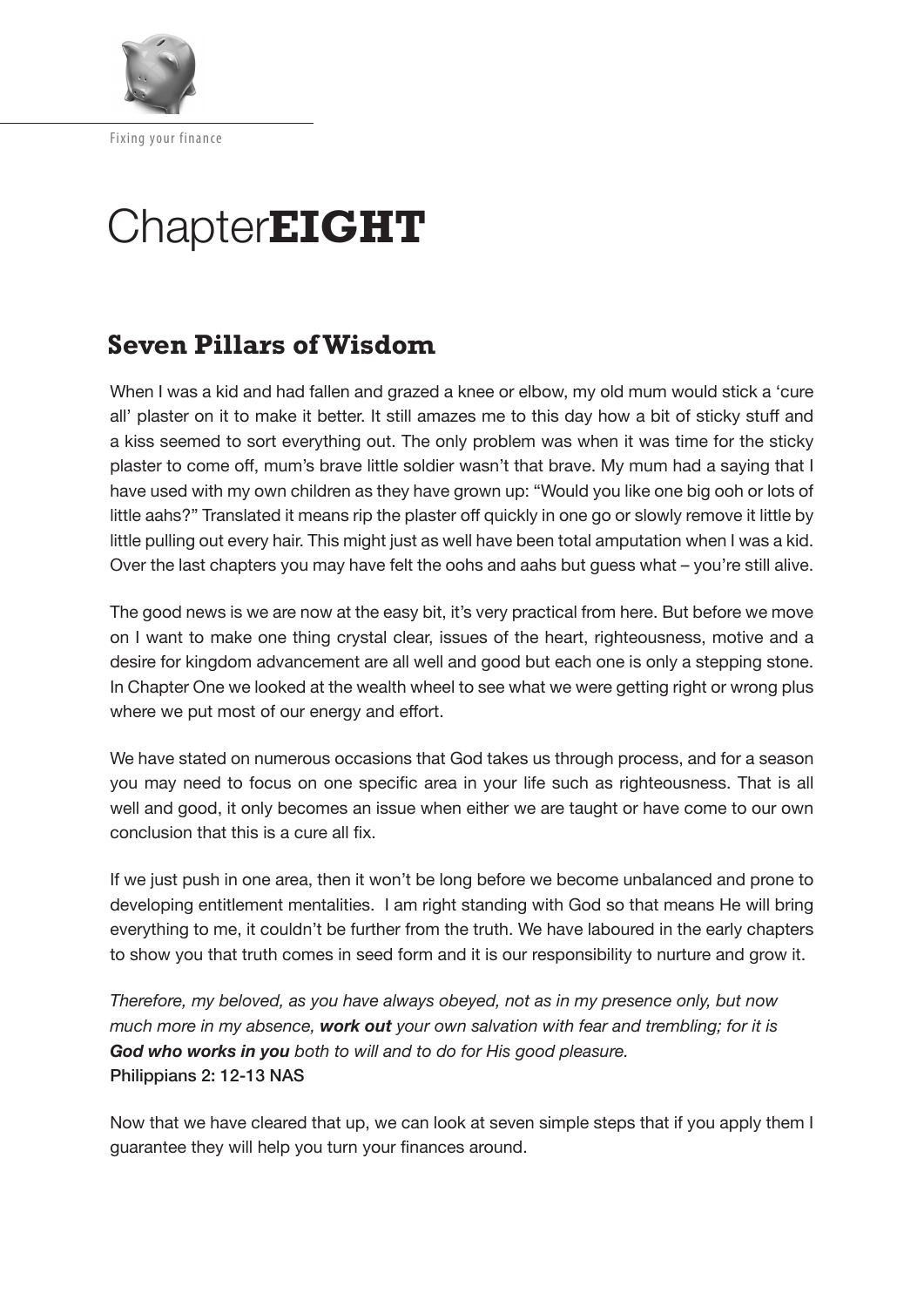# Chapter**EIGHT**

## Seven Pillars of Wisdom

When I was a kid and had fallen and grazed a knee or elbow, my old mum would stick a 'cure all' plaster on it to make it better. It still amazes me to this day how a bit of sticky stuff and a kiss seemed to sort everything out. The only problem was when it was time for the sticky plaster to come off, mum's brave little soldier wasn't that brave. My mum had a saying that I have used with my own children as they have grown up: "Would you like one big ooh or lots of little aahs?" Translated it means rip the plaster off quickly in one go or slowly remove it little by little pulling out every hair. This might just as well have been total amputation when I was a kid. Over the last chapters you may have felt the oohs and aahs but guess what – you're still alive.

The good news is we are now at the easy bit, it's very practical from here. But before we move on I want to make one thing crystal clear, issues of the heart, righteousness, motive and a desire for kingdom advancement are all well and good but each one is only a stepping stone. In Chapter One we looked at the wealth wheel to see what we were getting right or wrong plus where we put most of our energy and effort.

We have stated on numerous occasions that God takes us through process, and for a season you may need to focus on one specific area in your life such as righteousness. That is all well and good, it only becomes an issue when either we are taught or have come to our own conclusion that this is a cure all fix.

If we just push in one area, then it won't be long before we become unbalanced and prone to developing entitlement mentalities. I am right standing with God so that means He will bring everything to me, it couldn't be further from the truth. We have laboured in the early chapters to show you that truth comes in seed form and it is our responsibility to nurture and grow it.

*Therefore, my beloved, as you have always obeyed, not as in my presence only, but now much more in my absence, **work out** your own salvation with fear and trembling; for it is **God who works in you** both to will and to do for His good pleasure.*
Philippians 2: 12-13 NAS

Now that we have cleared that up, we can look at seven simple steps that if you apply them I guarantee they will help you turn your finances around.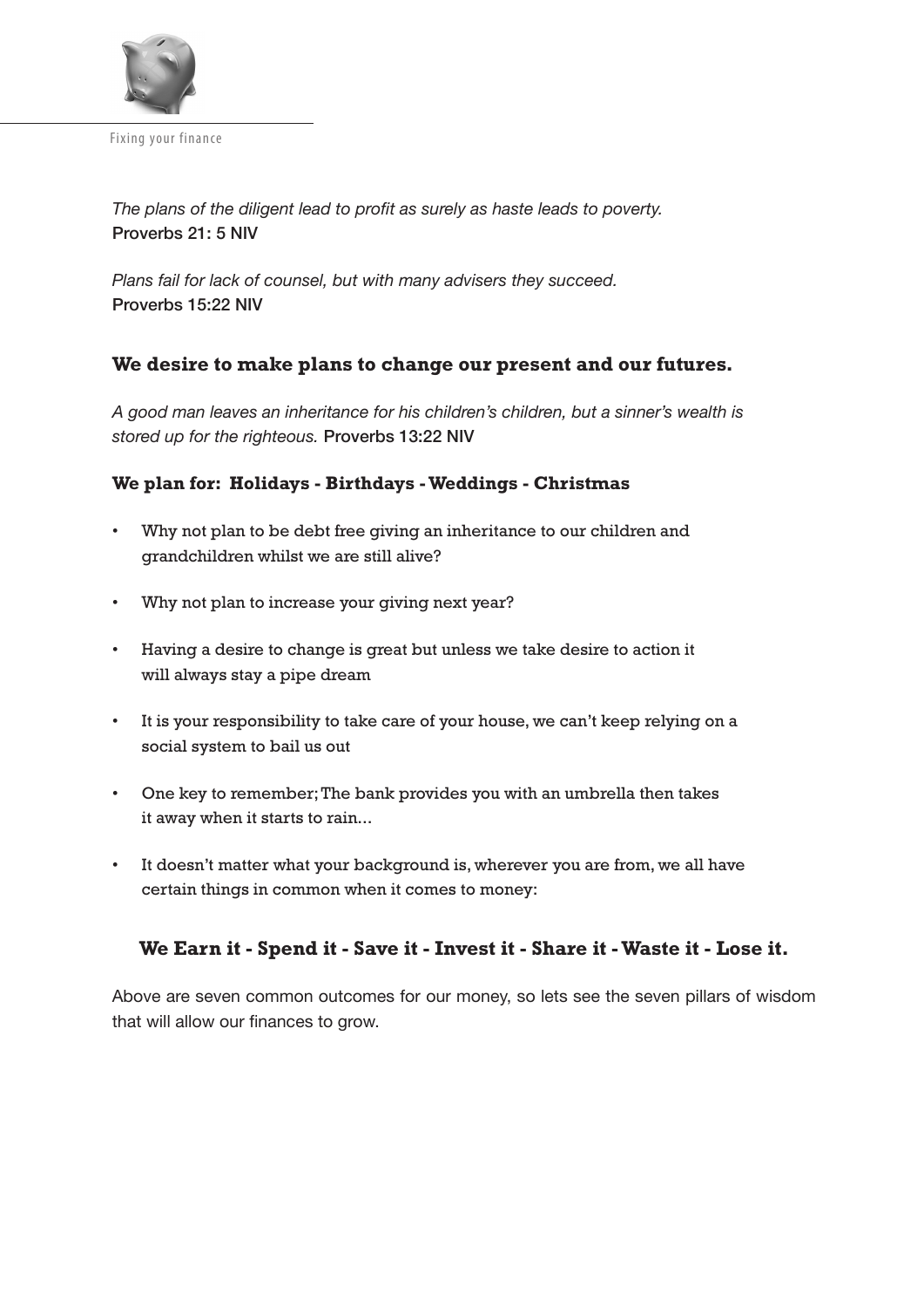*The plans of the diligent lead to profit as surely as haste leads to poverty.*
Proverbs 21: 5 NIV

*Plans fail for lack of counsel, but with many advisers they succeed.*
Proverbs 15:22 NIV

## We desire to make plans to change our present and our futures.

*A good man leaves an inheritance for his children's children, but a sinner's wealth is stored up for the righteous.* Proverbs 13:22 NIV

### We plan for: Holidays - Birthdays - Weddings - Christmas

- Why not plan to be debt free giving an inheritance to our children and grandchildren whilst we are still alive?
- Why not plan to increase your giving next year?
- Having a desire to change is great but unless we take desire to action it will always stay a pipe dream
- It is your responsibility to take care of your house, we can't keep relying on a social system to bail us out
- One key to remember; The bank provides you with an umbrella then takes it away when it starts to rain...
- It doesn't matter what your background is, wherever you are from, we all have certain things in common when it comes to money:

### We Earn it - Spend it - Save it - Invest it - Share it - Waste it - Lose it.

Above are seven common outcomes for our money, so lets see the seven pillars of wisdom that will allow our finances to grow.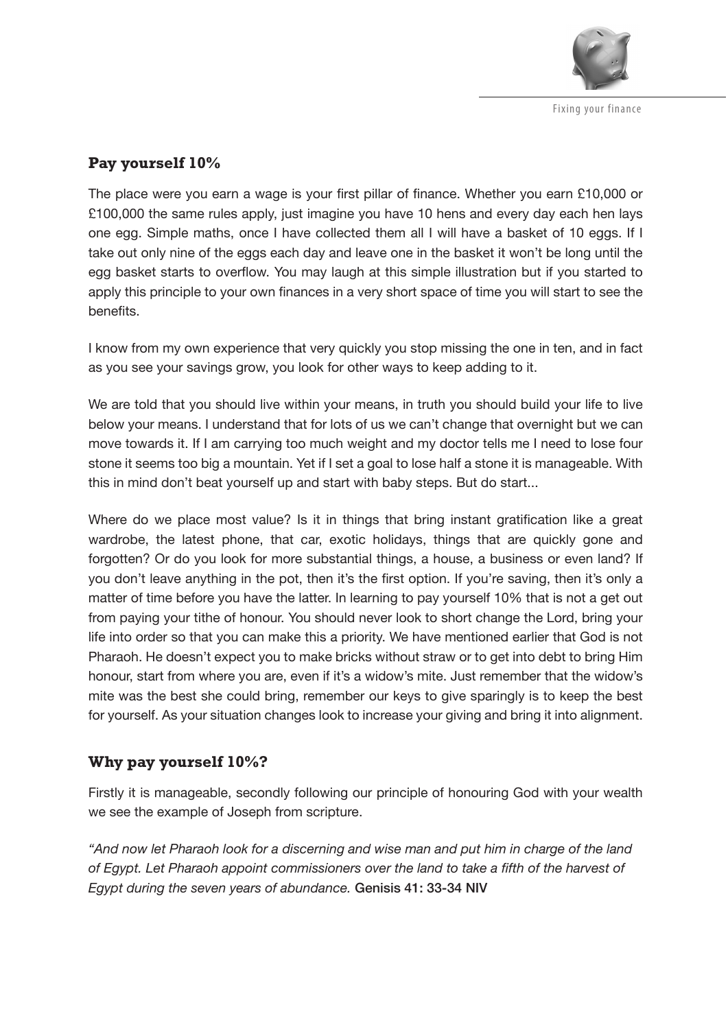## Pay yourself 10%

The place were you earn a wage is your first pillar of finance. Whether you earn £10,000 or £100,000 the same rules apply, just imagine you have 10 hens and every day each hen lays one egg. Simple maths, once I have collected them all I will have a basket of 10 eggs. If I take out only nine of the eggs each day and leave one in the basket it won't be long until the egg basket starts to overflow. You may laugh at this simple illustration but if you started to apply this principle to your own finances in a very short space of time you will start to see the benefits.

I know from my own experience that very quickly you stop missing the one in ten, and in fact as you see your savings grow, you look for other ways to keep adding to it.

We are told that you should live within your means, in truth you should build your life to live below your means. I understand that for lots of us we can't change that overnight but we can move towards it. If I am carrying too much weight and my doctor tells me I need to lose four stone it seems too big a mountain. Yet if I set a goal to lose half a stone it is manageable. With this in mind don't beat yourself up and start with baby steps. But do start...

Where do we place most value? Is it in things that bring instant gratification like a great wardrobe, the latest phone, that car, exotic holidays, things that are quickly gone and forgotten? Or do you look for more substantial things, a house, a business or even land? If you don't leave anything in the pot, then it's the first option. If you're saving, then it's only a matter of time before you have the latter. In learning to pay yourself 10% that is not a get out from paying your tithe of honour. You should never look to short change the Lord, bring your life into order so that you can make this a priority. We have mentioned earlier that God is not Pharaoh. He doesn't expect you to make bricks without straw or to get into debt to bring Him honour, start from where you are, even if it's a widow's mite. Just remember that the widow's mite was the best she could bring, remember our keys to give sparingly is to keep the best for yourself. As your situation changes look to increase your giving and bring it into alignment.

## Why pay yourself 10%?

Firstly it is manageable, secondly following our principle of honouring God with your wealth we see the example of Joseph from scripture.

*"And now let Pharaoh look for a discerning and wise man and put him in charge of the land of Egypt. Let Pharaoh appoint commissioners over the land to take a fifth of the harvest of Egypt during the seven years of abundance.* Genisis 41: 33-34 NIV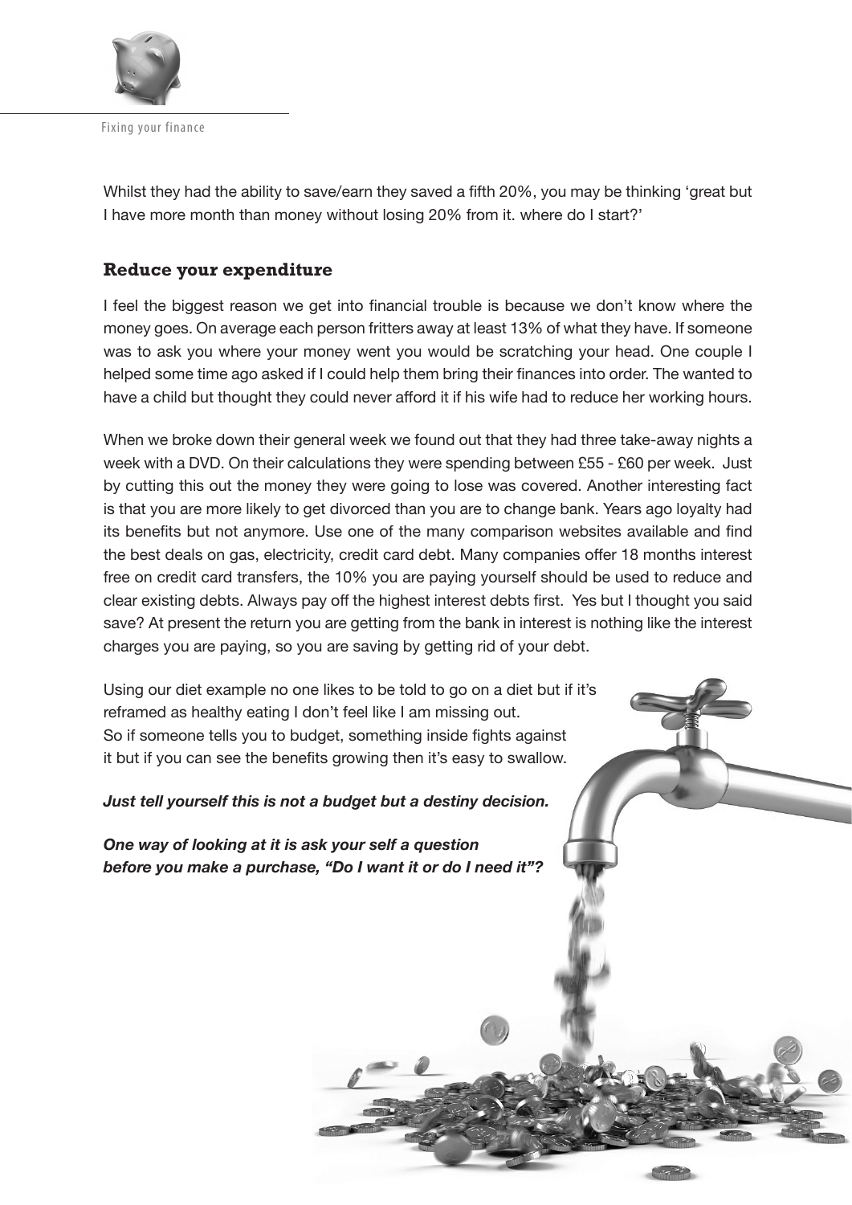Whilst they had the ability to save/earn they saved a fifth 20%, you may be thinking 'great but I have more month than money without losing 20% from it. where do I start?'

## Reduce your expenditure

I feel the biggest reason we get into financial trouble is because we don't know where the money goes. On average each person fritters away at least 13% of what they have. If someone was to ask you where your money went you would be scratching your head. One couple I helped some time ago asked if I could help them bring their finances into order. The wanted to have a child but thought they could never afford it if his wife had to reduce her working hours.

When we broke down their general week we found out that they had three take-away nights a week with a DVD. On their calculations they were spending between £55 - £60 per week. Just by cutting this out the money they were going to lose was covered. Another interesting fact is that you are more likely to get divorced than you are to change bank. Years ago loyalty had its benefits but not anymore. Use one of the many comparison websites available and find the best deals on gas, electricity, credit card debt. Many companies offer 18 months interest free on credit card transfers, the 10% you are paying yourself should be used to reduce and clear existing debts. Always pay off the highest interest debts first. Yes but I thought you said save? At present the return you are getting from the bank in interest is nothing like the interest charges you are paying, so you are saving by getting rid of your debt.

Using our diet example no one likes to be told to go on a diet but if it's reframed as healthy eating I don't feel like I am missing out. So if someone tells you to budget, something inside fights against it but if you can see the benefits growing then it's easy to swallow.

***Just tell yourself this is not a budget but a destiny decision.***

***One way of looking at it is ask your self a question before you make a purchase, "Do I want it or do I need it"?***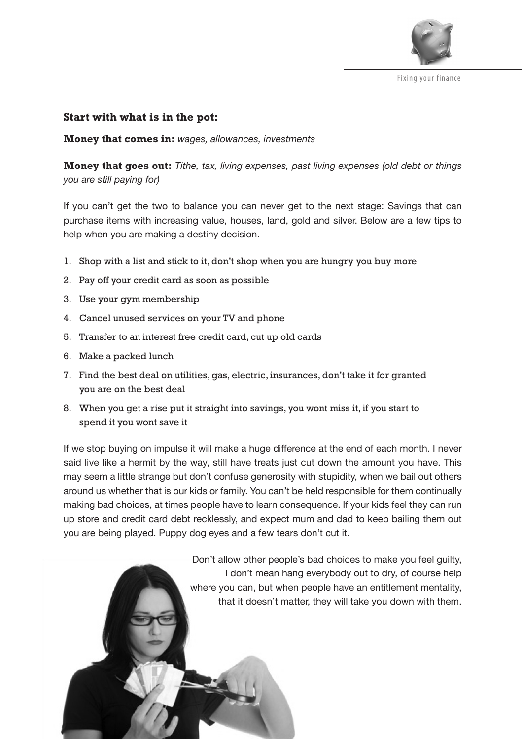### Start with what is in the pot:

**Money that comes in:** *wages, allowances, investments*

**Money that goes out:** *Tithe, tax, living expenses, past living expenses (old debt or things you are still paying for)*

If you can't get the two to balance you can never get to the next stage: Savings that can purchase items with increasing value, houses, land, gold and silver. Below are a few tips to help when you are making a destiny decision.

1. Shop with a list and stick to it, don't shop when you are hungry you buy more
2. Pay off your credit card as soon as possible
3. Use your gym membership
4. Cancel unused services on your TV and phone
5. Transfer to an interest free credit card, cut up old cards
6. Make a packed lunch
7. Find the best deal on utilities, gas, electric, insurances, don't take it for granted you are on the best deal
8. When you get a rise put it straight into savings, you wont miss it, if you start to spend it you wont save it

If we stop buying on impulse it will make a huge difference at the end of each month. I never said live like a hermit by the way, still have treats just cut down the amount you have. This may seem a little strange but don't confuse generosity with stupidity, when we bail out others around us whether that is our kids or family. You can't be held responsible for them continually making bad choices, at times people have to learn consequence. If your kids feel they can run up store and credit card debt recklessly, and expect mum and dad to keep bailing them out you are being played. Puppy dog eyes and a few tears don't cut it.

Don't allow other people's bad choices to make you feel guilty, I don't mean hang everybody out to dry, of course help where you can, but when people have an entitlement mentality, that it doesn't matter, they will take you down with them.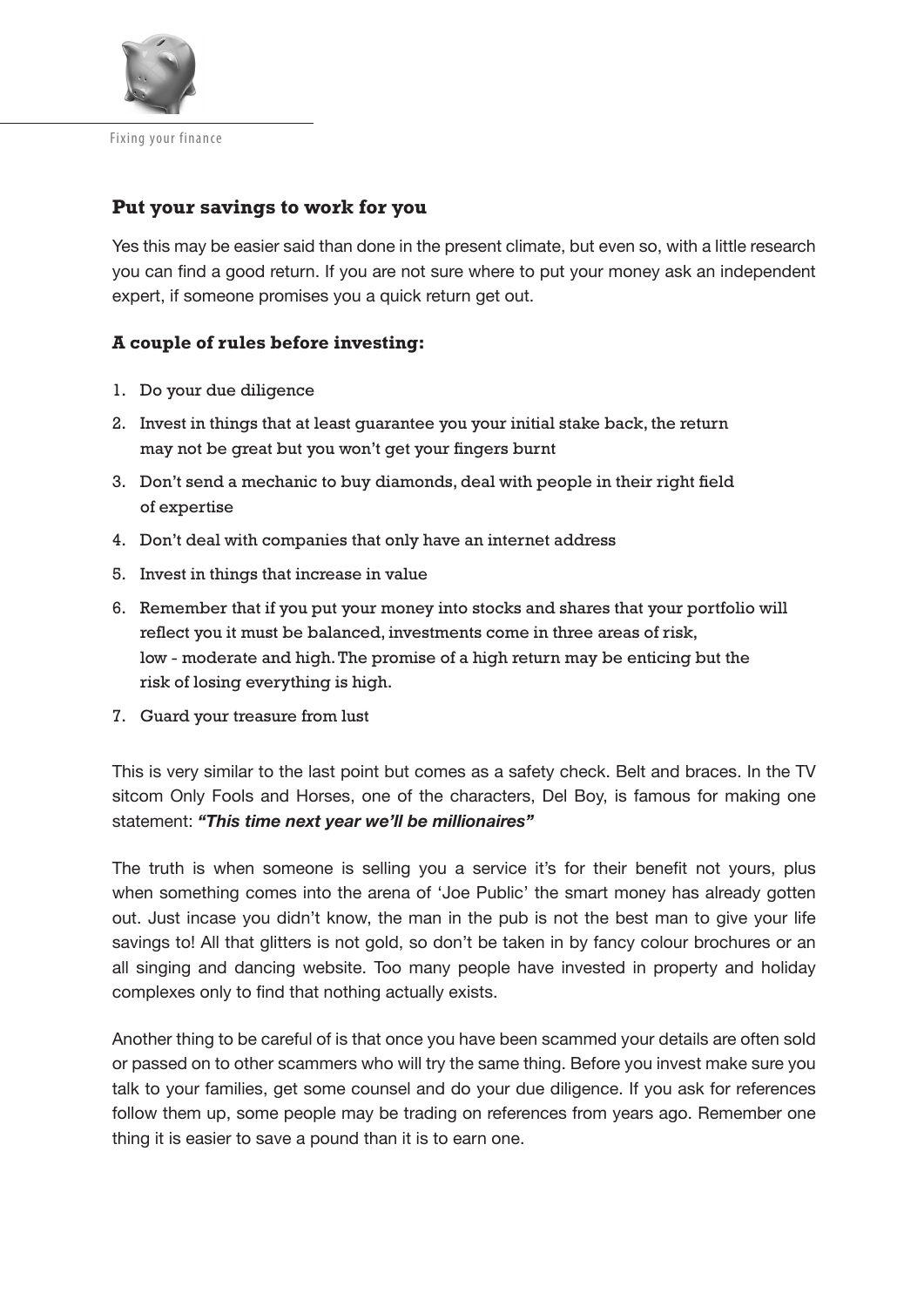## Put your savings to work for you

Yes this may be easier said than done in the present climate, but even so, with a little research you can find a good return. If you are not sure where to put your money ask an independent expert, if someone promises you a quick return get out.

### A couple of rules before investing:

1. Do your due diligence
2. Invest in things that at least guarantee you your initial stake back, the return may not be great but you won't get your fingers burnt
3. Don't send a mechanic to buy diamonds, deal with people in their right field of expertise
4. Don't deal with companies that only have an internet address
5. Invest in things that increase in value
6. Remember that if you put your money into stocks and shares that your portfolio will reflect you it must be balanced, investments come in three areas of risk, low - moderate and high. The promise of a high return may be enticing but the risk of losing everything is high.
7. Guard your treasure from lust

This is very similar to the last point but comes as a safety check. Belt and braces. In the TV sitcom Only Fools and Horses, one of the characters, Del Boy, is famous for making one statement: ***"This time next year we'll be millionaires"***

The truth is when someone is selling you a service it's for their benefit not yours, plus when something comes into the arena of 'Joe Public' the smart money has already gotten out. Just incase you didn't know, the man in the pub is not the best man to give your life savings to! All that glitters is not gold, so don't be taken in by fancy colour brochures or an all singing and dancing website. Too many people have invested in property and holiday complexes only to find that nothing actually exists.

Another thing to be careful of is that once you have been scammed your details are often sold or passed on to other scammers who will try the same thing. Before you invest make sure you talk to your families, get some counsel and do your due diligence. If you ask for references follow them up, some people may be trading on references from years ago. Remember one thing it is easier to save a pound than it is to earn one.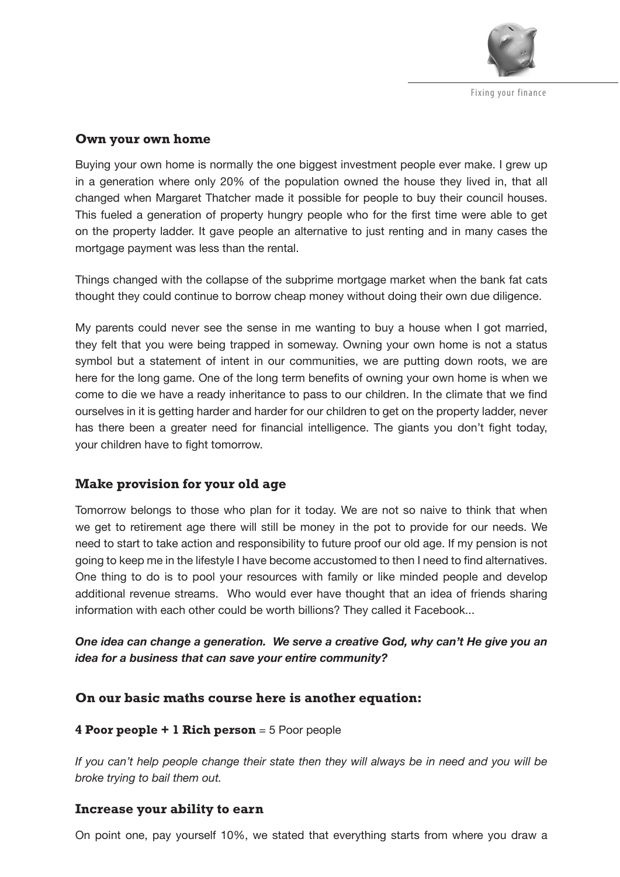### Own your own home

Buying your own home is normally the one biggest investment people ever make. I grew up in a generation where only 20% of the population owned the house they lived in, that all changed when Margaret Thatcher made it possible for people to buy their council houses. This fueled a generation of property hungry people who for the first time were able to get on the property ladder. It gave people an alternative to just renting and in many cases the mortgage payment was less than the rental.

Things changed with the collapse of the subprime mortgage market when the bank fat cats thought they could continue to borrow cheap money without doing their own due diligence.

My parents could never see the sense in me wanting to buy a house when I got married, they felt that you were being trapped in someway. Owning your own home is not a status symbol but a statement of intent in our communities, we are putting down roots, we are here for the long game. One of the long term benefits of owning your own home is when we come to die we have a ready inheritance to pass to our children. In the climate that we find ourselves in it is getting harder and harder for our children to get on the property ladder, never has there been a greater need for financial intelligence. The giants you don't fight today, your children have to fight tomorrow.

### Make provision for your old age

Tomorrow belongs to those who plan for it today. We are not so naive to think that when we get to retirement age there will still be money in the pot to provide for our needs. We need to start to take action and responsibility to future proof our old age. If my pension is not going to keep me in the lifestyle I have become accustomed to then I need to find alternatives. One thing to do is to pool your resources with family or like minded people and develop additional revenue streams. Who would ever have thought that an idea of friends sharing information with each other could be worth billions? They called it Facebook...

***One idea can change a generation. We serve a creative God, why can't He give you an idea for a business that can save your entire community?***

### On our basic maths course here is another equation:

**4 Poor people + 1 Rich person** = 5 Poor people

*If you can't help people change their state then they will always be in need and you will be broke trying to bail them out.*

### Increase your ability to earn

On point one, pay yourself 10%, we stated that everything starts from where you draw a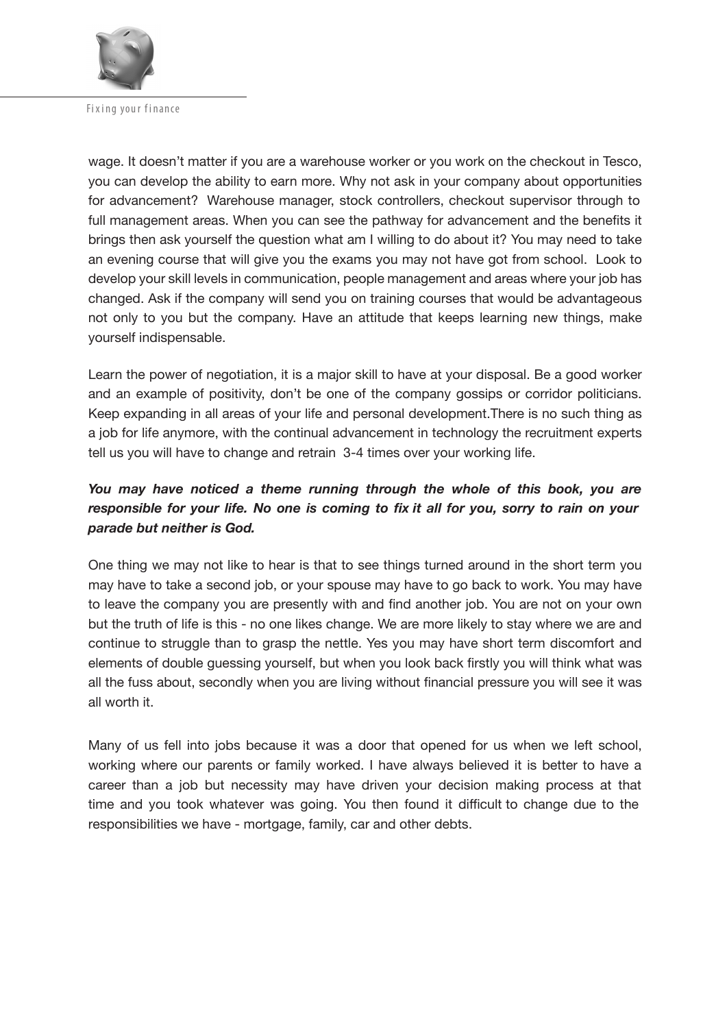wage. It doesn't matter if you are a warehouse worker or you work on the checkout in Tesco, you can develop the ability to earn more. Why not ask in your company about opportunities for advancement? Warehouse manager, stock controllers, checkout supervisor through to full management areas. When you can see the pathway for advancement and the benefits it brings then ask yourself the question what am I willing to do about it? You may need to take an evening course that will give you the exams you may not have got from school. Look to develop your skill levels in communication, people management and areas where your job has changed. Ask if the company will send you on training courses that would be advantageous not only to you but the company. Have an attitude that keeps learning new things, make yourself indispensable.

Learn the power of negotiation, it is a major skill to have at your disposal. Be a good worker and an example of positivity, don't be one of the company gossips or corridor politicians. Keep expanding in all areas of your life and personal development.There is no such thing as a job for life anymore, with the continual advancement in technology the recruitment experts tell us you will have to change and retrain 3-4 times over your working life.

***You may have noticed a theme running through the whole of this book, you are responsible for your life. No one is coming to fix it all for you, sorry to rain on your parade but neither is God.***

One thing we may not like to hear is that to see things turned around in the short term you may have to take a second job, or your spouse may have to go back to work. You may have to leave the company you are presently with and find another job. You are not on your own but the truth of life is this - no one likes change. We are more likely to stay where we are and continue to struggle than to grasp the nettle. Yes you may have short term discomfort and elements of double guessing yourself, but when you look back firstly you will think what was all the fuss about, secondly when you are living without financial pressure you will see it was all worth it.

Many of us fell into jobs because it was a door that opened for us when we left school, working where our parents or family worked. I have always believed it is better to have a career than a job but necessity may have driven your decision making process at that time and you took whatever was going. You then found it difficult to change due to the responsibilities we have - mortgage, family, car and other debts.